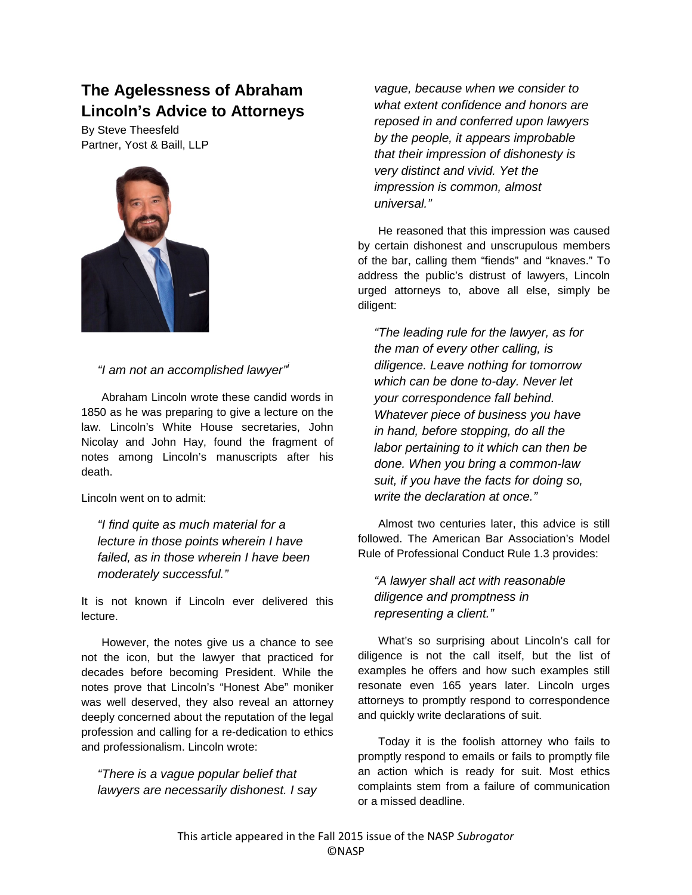# The Agelessness of Abraham Lincoln's Advice to Attorneys

By Steve Theesfeld
Partner, Yost & Baill, LLP

*"I am not an accomplished lawyer"*[i]

Abraham Lincoln wrote these candid words in 1850 as he was preparing to give a lecture on the law. Lincoln's White House secretaries, John Nicolay and John Hay, found the fragment of notes among Lincoln's manuscripts after his death.

Lincoln went on to admit:

> *"I find quite as much material for a lecture in those points wherein I have failed, as in those wherein I have been moderately successful."*

It is not known if Lincoln ever delivered this lecture.

However, the notes give us a chance to see not the icon, but the lawyer that practiced for decades before becoming President. While the notes prove that Lincoln's "Honest Abe" moniker was well deserved, they also reveal an attorney deeply concerned about the reputation of the legal profession and calling for a re-dedication to ethics and professionalism. Lincoln wrote:

> *"There is a vague popular belief that lawyers are necessarily dishonest. I say vague, because when we consider to what extent confidence and honors are reposed in and conferred upon lawyers by the people, it appears improbable that their impression of dishonesty is very distinct and vivid. Yet the impression is common, almost universal."*

He reasoned that this impression was caused by certain dishonest and unscrupulous members of the bar, calling them "fiends" and "knaves." To address the public's distrust of lawyers, Lincoln urged attorneys to, above all else, simply be diligent:

> *"The leading rule for the lawyer, as for the man of every other calling, is diligence. Leave nothing for tomorrow which can be done to-day. Never let your correspondence fall behind. Whatever piece of business you have in hand, before stopping, do all the labor pertaining to it which can then be done. When you bring a common-law suit, if you have the facts for doing so, write the declaration at once."*

Almost two centuries later, this advice is still followed. The American Bar Association's Model Rule of Professional Conduct Rule 1.3 provides:

> *"A lawyer shall act with reasonable diligence and promptness in representing a client."*

What's so surprising about Lincoln's call for diligence is not the call itself, but the list of examples he offers and how such examples still resonate even 165 years later. Lincoln urges attorneys to promptly respond to correspondence and quickly write declarations of suit.

Today it is the foolish attorney who fails to promptly respond to emails or fails to promptly file an action which is ready for suit. Most ethics complaints stem from a failure of communication or a missed deadline.

This article appeared in the Fall 2015 issue of the NASP *Subrogator*
©NASP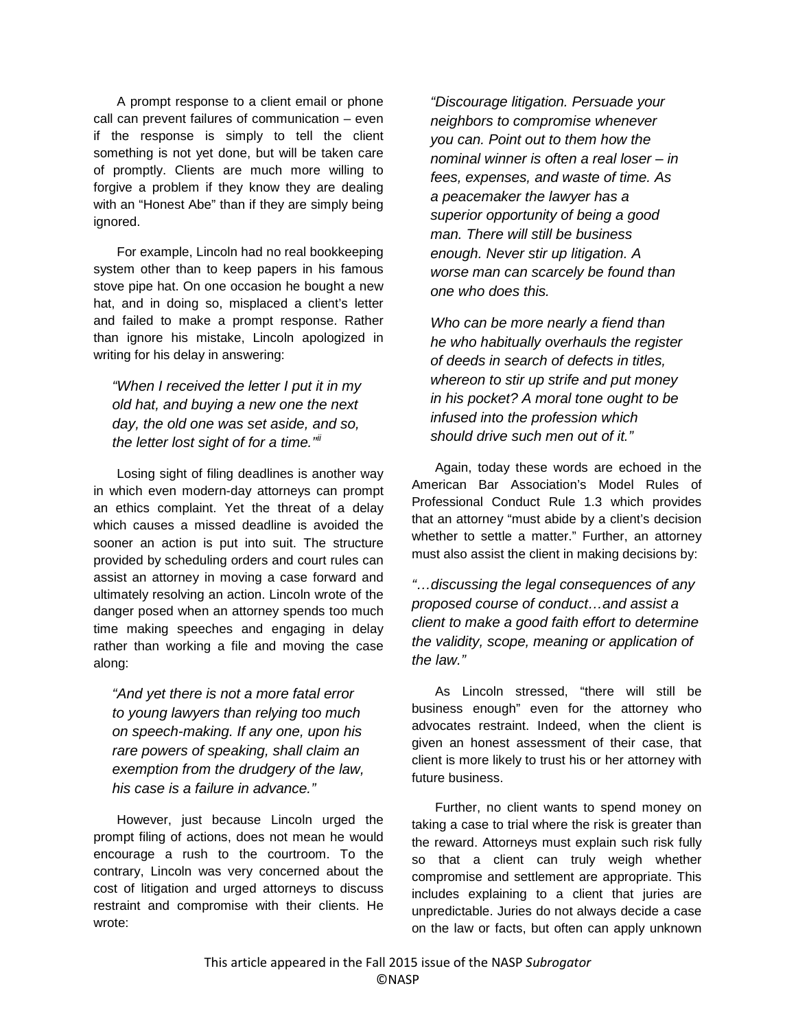A prompt response to a client email or phone call can prevent failures of communication – even if the response is simply to tell the client something is not yet done, but will be taken care of promptly. Clients are much more willing to forgive a problem if they know they are dealing with an "Honest Abe" than if they are simply being ignored.

For example, Lincoln had no real bookkeeping system other than to keep papers in his famous stove pipe hat. On one occasion he bought a new hat, and in doing so, misplaced a client's letter and failed to make a prompt response. Rather than ignore his mistake, Lincoln apologized in writing for his delay in answering:

> *"When I received the letter I put it in my old hat, and buying a new one the next day, the old one was set aside, and so, the letter lost sight of for a time."*[ii]

Losing sight of filing deadlines is another way in which even modern-day attorneys can prompt an ethics complaint. Yet the threat of a delay which causes a missed deadline is avoided the sooner an action is put into suit. The structure provided by scheduling orders and court rules can assist an attorney in moving a case forward and ultimately resolving an action. Lincoln wrote of the danger posed when an attorney spends too much time making speeches and engaging in delay rather than working a file and moving the case along:

> *"And yet there is not a more fatal error to young lawyers than relying too much on speech-making. If any one, upon his rare powers of speaking, shall claim an exemption from the drudgery of the law, his case is a failure in advance."*

However, just because Lincoln urged the prompt filing of actions, does not mean he would encourage a rush to the courtroom. To the contrary, Lincoln was very concerned about the cost of litigation and urged attorneys to discuss restraint and compromise with their clients. He wrote:

> *"Discourage litigation. Persuade your neighbors to compromise whenever you can. Point out to them how the nominal winner is often a real loser – in fees, expenses, and waste of time. As a peacemaker the lawyer has a superior opportunity of being a good man. There will still be business enough. Never stir up litigation. A worse man can scarcely be found than one who does this.*
>
> *Who can be more nearly a fiend than he who habitually overhauls the register of deeds in search of defects in titles, whereon to stir up strife and put money in his pocket? A moral tone ought to be infused into the profession which should drive such men out of it."*

Again, today these words are echoed in the American Bar Association's Model Rules of Professional Conduct Rule 1.3 which provides that an attorney "must abide by a client's decision whether to settle a matter." Further, an attorney must also assist the client in making decisions by:

> *"…discussing the legal consequences of any proposed course of conduct…and assist a client to make a good faith effort to determine the validity, scope, meaning or application of the law."*

As Lincoln stressed, "there will still be business enough" even for the attorney who advocates restraint. Indeed, when the client is given an honest assessment of their case, that client is more likely to trust his or her attorney with future business.

Further, no client wants to spend money on taking a case to trial where the risk is greater than the reward. Attorneys must explain such risk fully so that a client can truly weigh whether compromise and settlement are appropriate. This includes explaining to a client that juries are unpredictable. Juries do not always decide a case on the law or facts, but often can apply unknown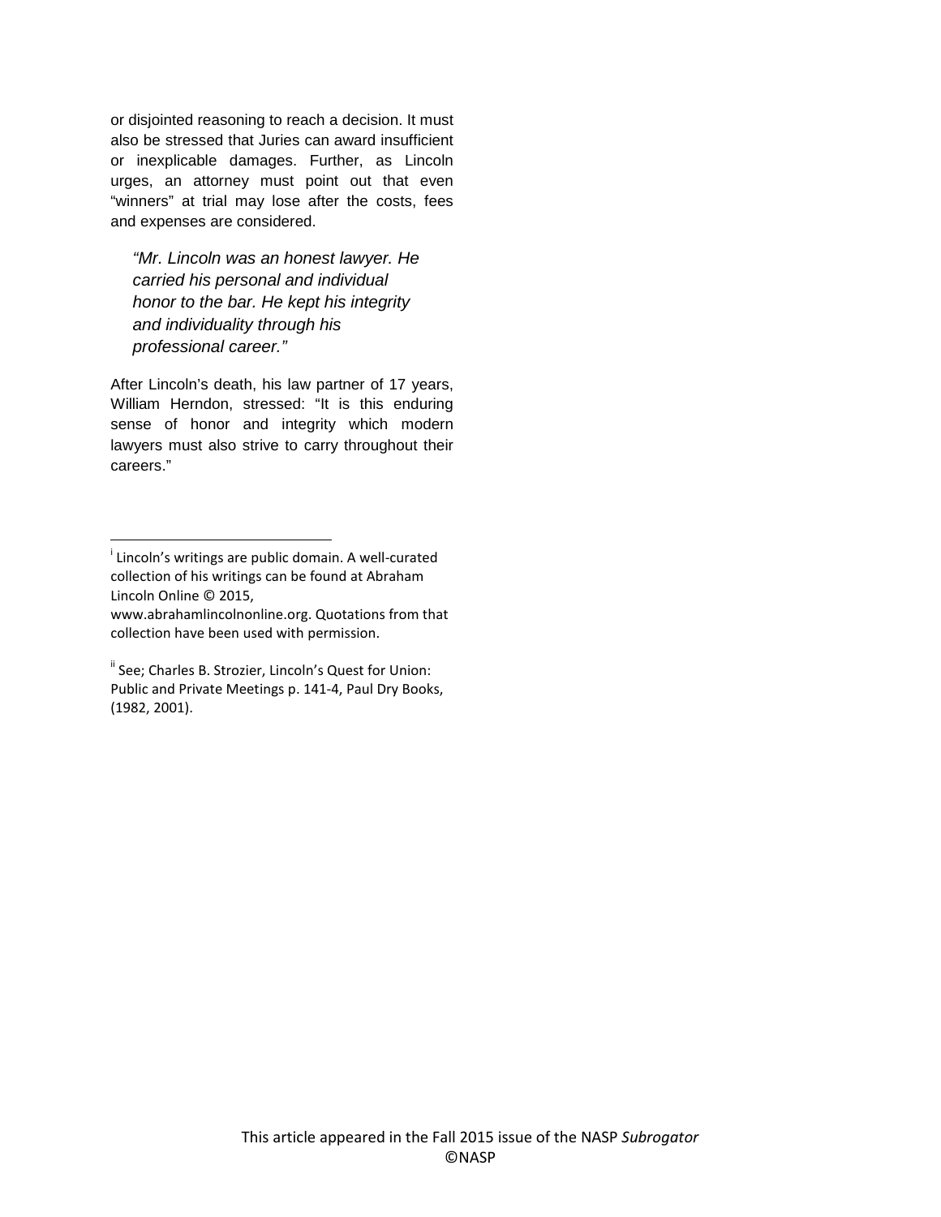or disjointed reasoning to reach a decision. It must also be stressed that Juries can award insufficient or inexplicable damages. Further, as Lincoln urges, an attorney must point out that even "winners" at trial may lose after the costs, fees and expenses are considered.

> *"Mr. Lincoln was an honest lawyer. He carried his personal and individual honor to the bar. He kept his integrity and individuality through his professional career."*

After Lincoln's death, his law partner of 17 years, William Herndon, stressed: "It is this enduring sense of honor and integrity which modern lawyers must also strive to carry throughout their careers."

---

[i] Lincoln's writings are public domain. A well-curated collection of his writings can be found at Abraham Lincoln Online © 2015, www.abrahamlincolnonline.org. Quotations from that collection have been used with permission.

[ii] See; Charles B. Strozier, Lincoln's Quest for Union: Public and Private Meetings p. 141-4, Paul Dry Books, (1982, 2001).

This article appeared in the Fall 2015 issue of the NASP *Subrogator*
©NASP